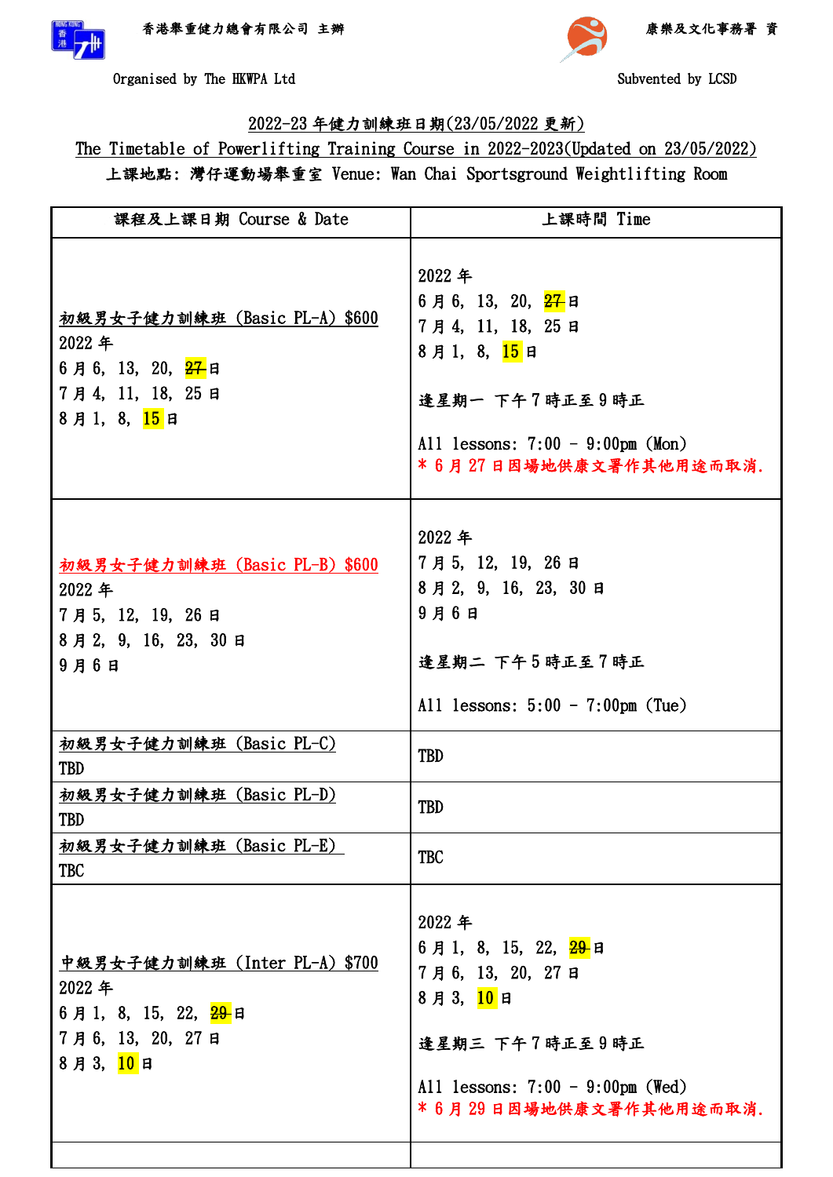香港舉重健力總會有限公司 主辦

Organised by The HKWPA Ltd

康樂及文化事務署 資

Subvented by LCSD

## 2022-23 年健力訓練班日期(23/05/2022 更新)

## The Timetable of Powerlifting Training Course in 2022-2023(Updated on 23/05/2022)

**上課地點: 灣仔運動場舉重室 Venue: Wan Chai Sportsground Weightlifting Room**

| 課程及上課日期 Course & Date | 上課時間 Time |
|---|---|
| 初級男女子健力訓練班 (Basic PL-A) $600<br>2022 年<br>6 月 6, 13, 20, ~~27~~ 日<br>7 月 4, 11, 18, 25 日<br>8 月 1, 8, 15 日 | 2022 年<br>6 月 6, 13, 20, ~~27~~ 日<br>7 月 4, 11, 18, 25 日<br>8 月 1, 8, 15 日<br><br>逢星期一 下午 7 時正至 9 時正<br><br>All lessons: 7:00 - 9:00pm (Mon)<br>* 6 月 27 日因場地供康文署作其他用途而取消. |
| 初級男女子健力訓練班 (Basic PL-B) $600<br>2022 年<br>7 月 5, 12, 19, 26 日<br>8 月 2, 9, 16, 23, 30 日<br>9 月 6 日 | 2022 年<br>7 月 5, 12, 19, 26 日<br>8 月 2, 9, 16, 23, 30 日<br>9 月 6 日<br><br>逢星期二 下午 5 時正至 7 時正<br><br>All lessons: 5:00 - 7:00pm (Tue) |
| 初級男女子健力訓練班 (Basic PL-C)<br>TBD | TBD |
| 初級男女子健力訓練班 (Basic PL-D)<br>TBD | TBD |
| 初級男女子健力訓練班 (Basic PL-E)<br>TBC | TBC |
| 中級男女子健力訓練班 (Inter PL-A) $700<br>2022 年<br>6 月 1, 8, 15, 22, ~~29~~ 日<br>7 月 6, 13, 20, 27 日<br>8 月 3, 10 日 | 2022 年<br>6 月 1, 8, 15, 22, ~~29~~ 日<br>7 月 6, 13, 20, 27 日<br>8 月 3, 10 日<br><br>逢星期三 下午 7 時正至 9 時正<br><br>All lessons: 7:00 - 9:00pm (Wed)<br>* 6 月 29 日因場地供康文署作其他用途而取消. |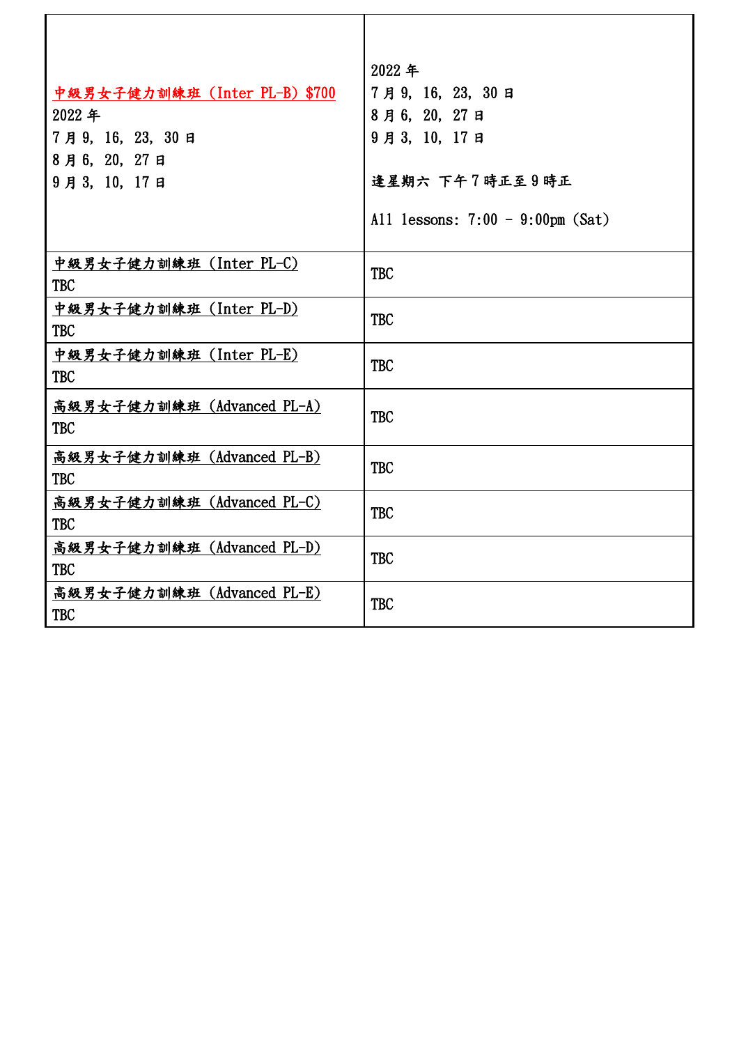| | |
|---|---|
| 中級男女子健力訓練班 (Inter PL-B) $700<br>2022 年<br>7 月 9, 16, 23, 30 日<br>8 月 6, 20, 27 日<br>9 月 3, 10, 17 日 | 2022 年<br>7 月 9, 16, 23, 30 日<br>8 月 6, 20, 27 日<br>9 月 3, 10, 17 日<br><br>逢星期六 下午 7 時正至 9 時正<br><br>All lessons: 7:00 - 9:00pm (Sat) |
| 中級男女子健力訓練班 (Inter PL-C)<br>TBC | TBC |
| 中級男女子健力訓練班 (Inter PL-D)<br>TBC | TBC |
| 中級男女子健力訓練班 (Inter PL-E)<br>TBC | TBC |
| 高級男女子健力訓練班 (Advanced PL-A)<br>TBC | TBC |
| 高級男女子健力訓練班 (Advanced PL-B)<br>TBC | TBC |
| 高級男女子健力訓練班 (Advanced PL-C)<br>TBC | TBC |
| 高級男女子健力訓練班 (Advanced PL-D)<br>TBC | TBC |
| 高級男女子健力訓練班 (Advanced PL-E)<br>TBC | TBC |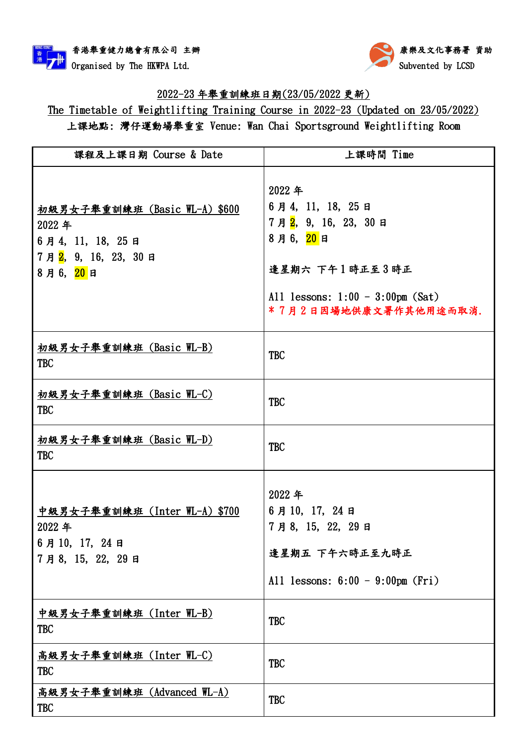香港舉重健力總會有限公司 主辦
Organised by The HKWPA Ltd.

康樂及文化事務署 資助
Subvented by LCSD

# 2022-23 年舉重訓練班日期(23/05/2022 更新)

## The Timetable of Weightlifting Training Course in 2022-23 (Updated on 23/05/2022)

上課地點: 灣仔運動場舉重室 Venue: Wan Chai Sportsground Weightlifting Room

| 課程及上課日期 Course & Date | 上課時間 Time |
|---|---|
| 初級男女子舉重訓練班 (Basic WL-A) $600<br>2022 年<br>6 月 4, 11, 18, 25 日<br>7 月 2, 9, 16, 23, 30 日<br>8 月 6, 20 日 | 2022 年<br>6 月 4, 11, 18, 25 日<br>7 月 2, 9, 16, 23, 30 日<br>8 月 6, 20 日<br><br>逢星期六 下午 1 時正至 3 時正<br><br>All lessons: 1:00 - 3:00pm (Sat)<br>* 7 月 2 日因場地供康文署作其他用途而取消. |
| 初級男女子舉重訓練班 (Basic WL-B)<br>TBC | TBC |
| 初級男女子舉重訓練班 (Basic WL-C)<br>TBC | TBC |
| 初級男女子舉重訓練班 (Basic WL-D)<br>TBC | TBC |
| 中級男女子舉重訓練班 (Inter WL-A) $700<br>2022 年<br>6 月 10, 17, 24 日<br>7 月 8, 15, 22, 29 日 | 2022 年<br>6 月 10, 17, 24 日<br>7 月 8, 15, 22, 29 日<br><br>逢星期五 下午六時正至九時正<br><br>All lessons: 6:00 - 9:00pm (Fri) |
| 中級男女子舉重訓練班 (Inter WL-B)<br>TBC | TBC |
| 高級男女子舉重訓練班 (Inter WL-C)<br>TBC | TBC |
| 高級男女子舉重訓練班 (Advanced WL-A)<br>TBC | TBC |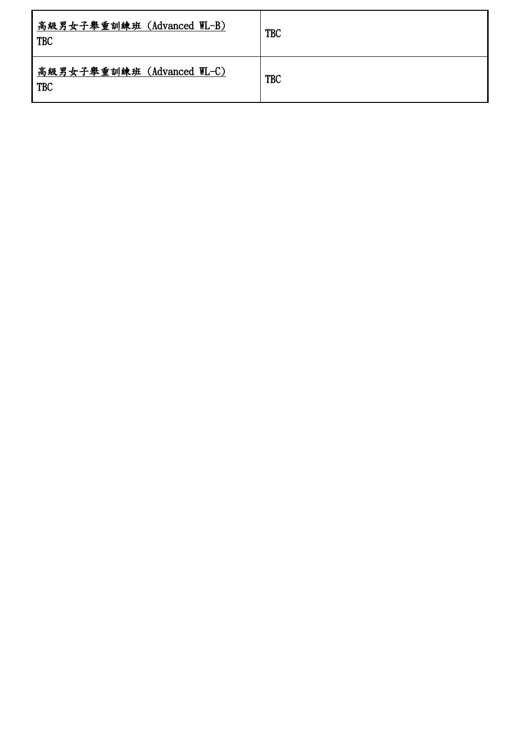| | |
|---|---|
| <u>高級男女子舉重訓練班（Advanced WL-B）</u><br>TBC | TBC |
| <u>高級男女子舉重訓練班（Advanced WL-C）</u><br>TBC | TBC |